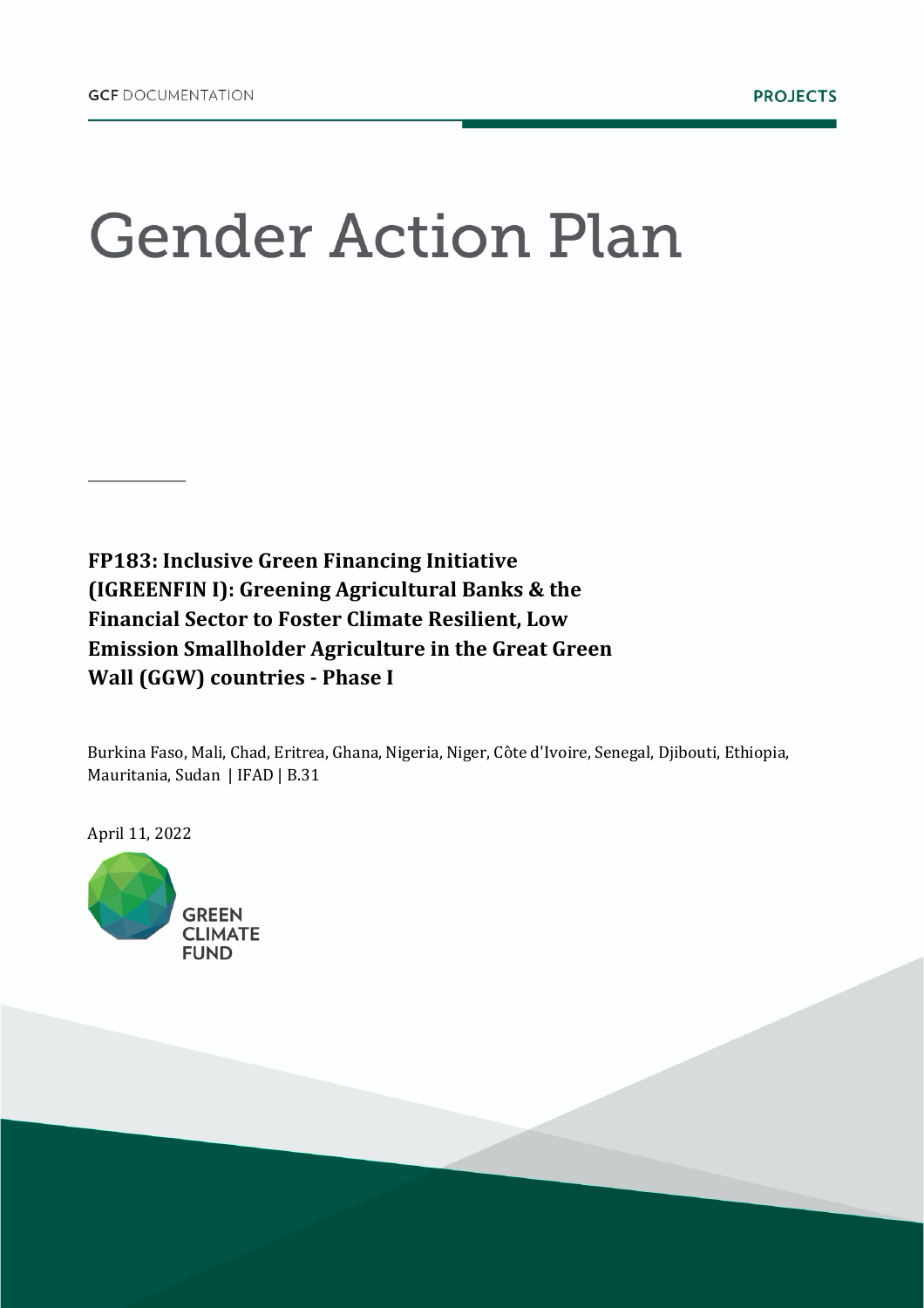GCF DOCUMENTATION

PROJECTS

# Gender Action Plan

**FP183: Inclusive Green Financing Initiative (IGREENFIN I): Greening Agricultural Banks & the Financial Sector to Foster Climate Resilient, Low Emission Smallholder Agriculture in the Great Green Wall (GGW) countries - Phase I**

Burkina Faso, Mali, Chad, Eritrea, Ghana, Nigeria, Niger, Côte d'Ivoire, Senegal, Djibouti, Ethiopia, Mauritania, Sudan | IFAD | B.31

April 11, 2022

GREEN CLIMATE FUND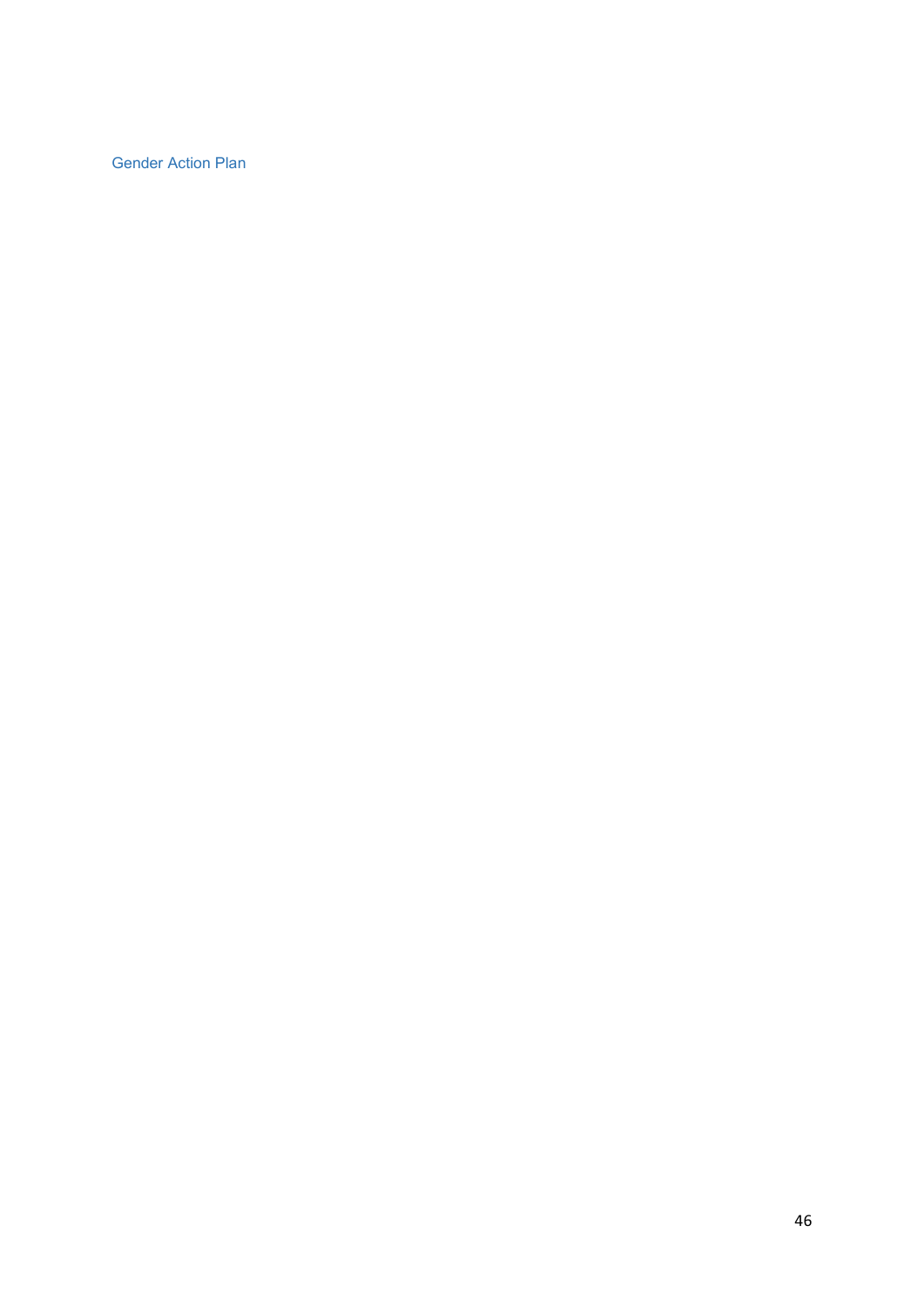Gender Action Plan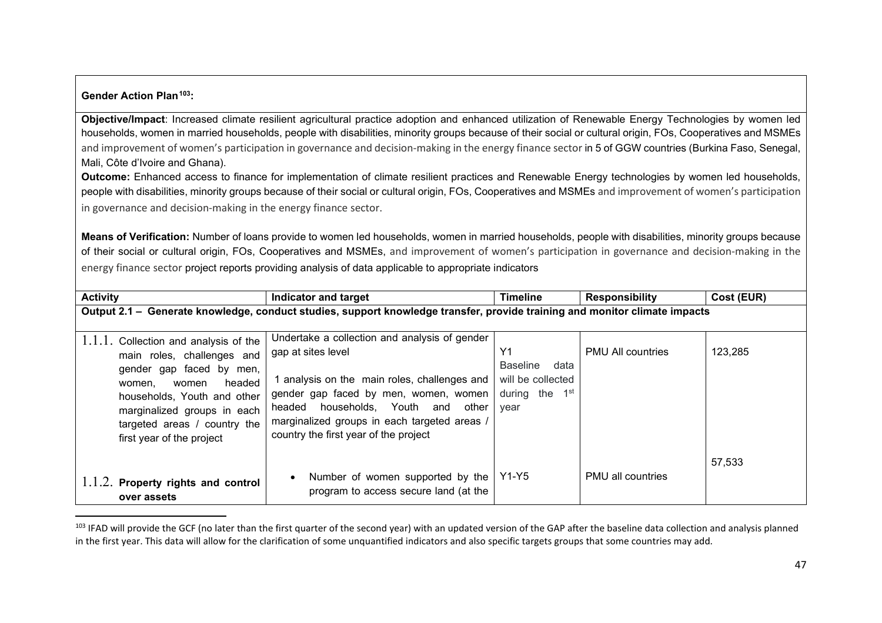**Gender Action Plan[103]:**

**Objective/Impact**: Increased climate resilient agricultural practice adoption and enhanced utilization of Renewable Energy Technologies by women led households, women in married households, people with disabilities, minority groups because of their social or cultural origin, FOs, Cooperatives and MSMEs and improvement of women's participation in governance and decision-making in the energy finance sector in 5 of GGW countries (Burkina Faso, Senegal, Mali, Côte d'Ivoire and Ghana).

**Outcome:** Enhanced access to finance for implementation of climate resilient practices and Renewable Energy technologies by women led households, people with disabilities, minority groups because of their social or cultural origin, FOs, Cooperatives and MSMEs and improvement of women's participation in governance and decision-making in the energy finance sector.

**Means of Verification:** Number of loans provide to women led households, women in married households, people with disabilities, minority groups because of their social or cultural origin, FOs, Cooperatives and MSMEs, and improvement of women's participation in governance and decision-making in the energy finance sector project reports providing analysis of data applicable to appropriate indicators

| Activity | Indicator and target | Timeline | Responsibility | Cost (EUR) |
|---|---|---|---|---|
| **Output 2.1 – Generate knowledge, conduct studies, support knowledge transfer, provide training and monitor climate impacts** | | | | |
| 1.1.1. Collection and analysis of the main roles, challenges and gender gap faced by men, women, women headed households, Youth and other marginalized groups in each targeted areas / country the first year of the project | Undertake a collection and analysis of gender gap at sites level<br><br>1 analysis on the main roles, challenges and gender gap faced by men, women, women headed households, Youth and other marginalized groups in each targeted areas / country the first year of the project | Y1<br>Baseline data will be collected during the 1st year | PMU All countries | 123,285 |
| 1.1.2. **Property rights and control over assets** | • Number of women supported by the program to access secure land (at the | Y1-Y5 | PMU all countries | 57,533 |

[103] IFAD will provide the GCF (no later than the first quarter of the second year) with an updated version of the GAP after the baseline data collection and analysis planned in the first year. This data will allow for the clarification of some unquantified indicators and also specific targets groups that some countries may add.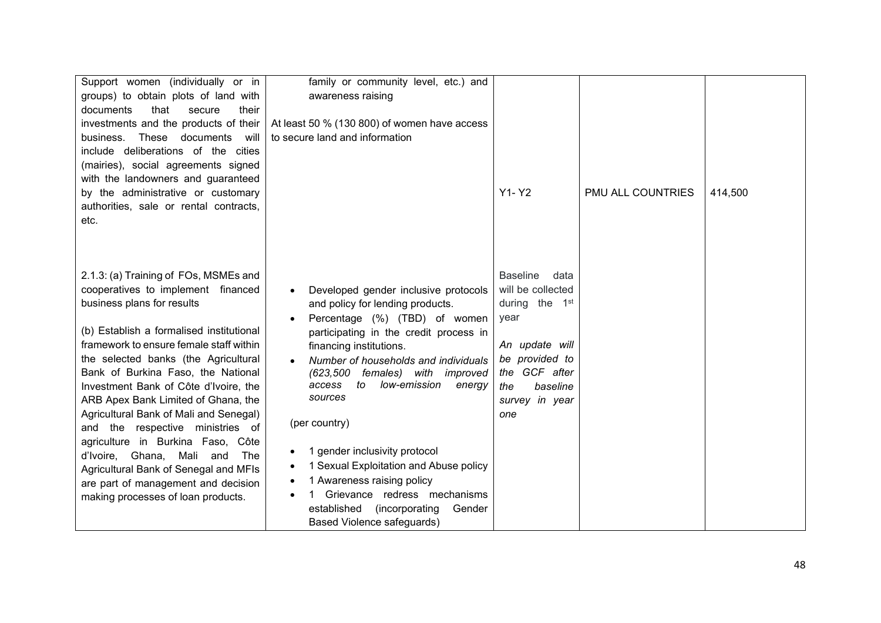| | | | | |
|---|---|---|---|---|
| Support women (individually or in groups) to obtain plots of land with documents that secure their investments and the products of their business. These documents will include deliberations of the cities (mairies), social agreements signed with the landowners and guaranteed by the administrative or customary authorities, sale or rental contracts, etc. | family or community level, etc.) and awareness raising<br><br>At least 50 % (130 800) of women have access to secure land and information | Y1- Y2 | PMU ALL COUNTRIES | 414,500 |
| 2.1.3: (a) Training of FOs, MSMEs and cooperatives to implement financed business plans for results<br><br>(b) Establish a formalised institutional framework to ensure female staff within the selected banks (the Agricultural Bank of Burkina Faso, the National Investment Bank of Côte d'Ivoire, the ARB Apex Bank Limited of Ghana, the Agricultural Bank of Mali and Senegal) and the respective ministries of agriculture in Burkina Faso, Côte d'Ivoire, Ghana, Mali and The Agricultural Bank of Senegal and MFIs are part of management and decision making processes of loan products. | • Developed gender inclusive protocols and policy for lending products.<br>• Percentage (%) (TBD) of women participating in the credit process in financing institutions.<br>• *Number of households and individuals (623,500 females) with improved access to low-emission energy sources*<br><br>(per country)<br><br>• 1 gender inclusivity protocol<br>• 1 Sexual Exploitation and Abuse policy<br>• 1 Awareness raising policy<br>• 1 Grievance redress mechanisms established (incorporating Gender Based Violence safeguards) | Baseline data will be collected during the 1st year<br><br>*An update will be provided to the GCF after the baseline survey in year one* | | |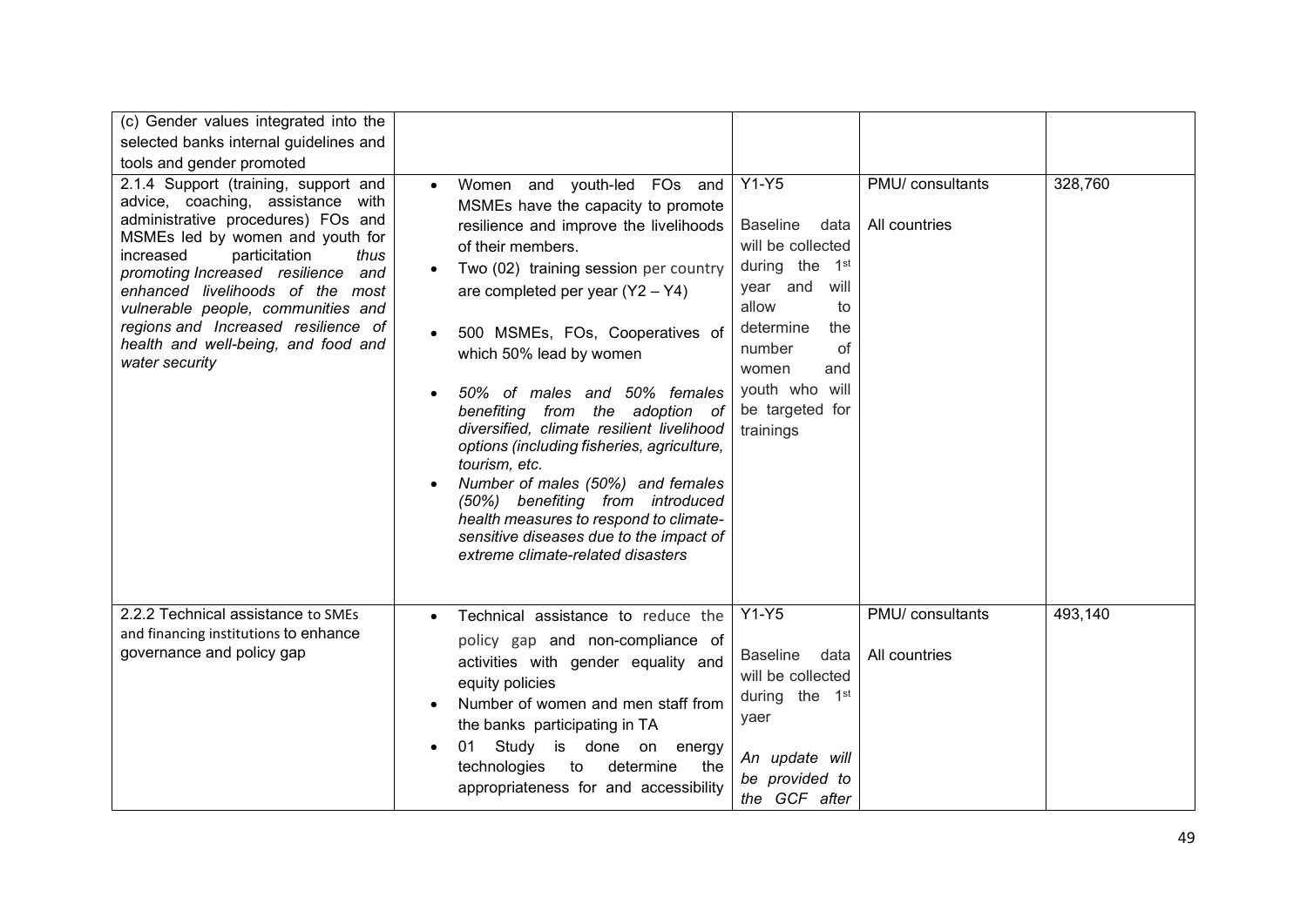| | | | | |
|---|---|---|---|---|
| (c) Gender values integrated into the selected banks internal guidelines and tools and gender promoted | | | | |
| 2.1.4 Support (training, support and advice, coaching, assistance with administrative procedures) FOs and MSMEs led by women and youth for increased particitation *thus promoting Increased resilience and enhanced livelihoods of the most vulnerable people, communities and regions and Increased resilience of health and well-being, and food and water security* | • Women and youth-led FOs and MSMEs have the capacity to promote resilience and improve the livelihoods of their members.<br>• Two (02) training session per country are completed per year (Y2 – Y4)<br>• 500 MSMEs, FOs, Cooperatives of which 50% lead by women<br>• *50% of males and 50% females benefiting from the adoption of diversified, climate resilient livelihood options (including fisheries, agriculture, tourism, etc.*<br>• *Number of males (50%) and females (50%) benefiting from introduced health measures to respond to climate-sensitive diseases due to the impact of extreme climate-related disasters* | Y1-Y5<br><br>Baseline data will be collected during the 1st year and will allow to determine the number of women and youth who will be targeted for trainings | PMU/ consultants<br><br>All countries | 328,760 |
| 2.2.2 Technical assistance to SMEs and financing institutions to enhance governance and policy gap | • Technical assistance to reduce the policy gap and non-compliance of activities with gender equality and equity policies<br>• Number of women and men staff from the banks participating in TA<br>• 01 Study is done on energy technologies to determine the appropriateness for and accessibility | Y1-Y5<br><br>Baseline data will be collected during the 1st yaer<br><br>*An update will be provided to the GCF after* | PMU/ consultants<br><br>All countries | 493,140 |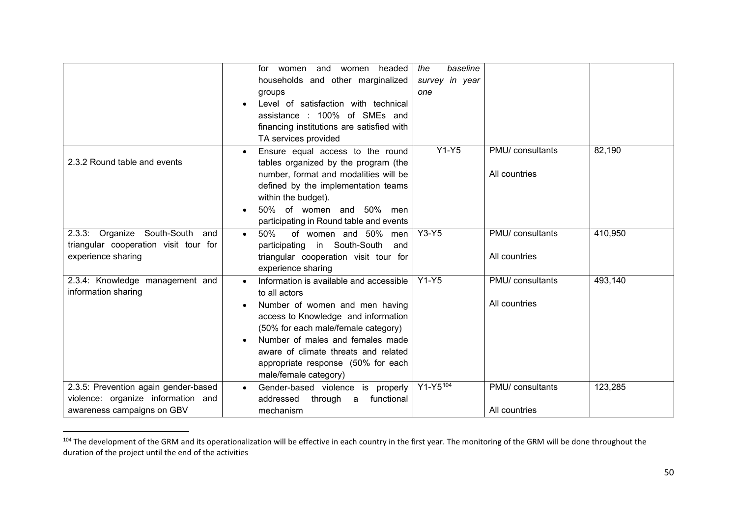|  |  |  |  |  |
|---|---|---|---|---|
|  | for women and women headed households and other marginalized groups<br>• Level of satisfaction with technical assistance : 100% of SMEs and financing institutions are satisfied with TA services provided | *the baseline survey in year one* |  |  |
| 2.3.2 Round table and events | • Ensure equal access to the round tables organized by the program (the number, format and modalities will be defined by the implementation teams within the budget).<br>• 50% of women and 50% men participating in Round table and events | Y1-Y5 | PMU/ consultants<br><br>All countries | 82,190 |
| 2.3.3: Organize South-South and triangular cooperation visit tour for experience sharing | • 50% of women and 50% men participating in South-South and triangular cooperation visit tour for experience sharing | Y3-Y5 | PMU/ consultants<br><br>All countries | 410,950 |
| 2.3.4: Knowledge management and information sharing | • Information is available and accessible to all actors<br>• Number of women and men having access to Knowledge and information (50% for each male/female category)<br>• Number of males and females made aware of climate threats and related appropriate response (50% for each male/female category) | Y1-Y5 | PMU/ consultants<br><br>All countries | 493,140 |
| 2.3.5: Prevention again gender-based violence: organize information and awareness campaigns on GBV | • Gender-based violence is properly addressed through a functional mechanism | Y1-Y5[104] | PMU/ consultants<br><br>All countries | 123,285 |

[104] The development of the GRM and its operationalization will be effective in each country in the first year. The monitoring of the GRM will be done throughout the duration of the project until the end of the activities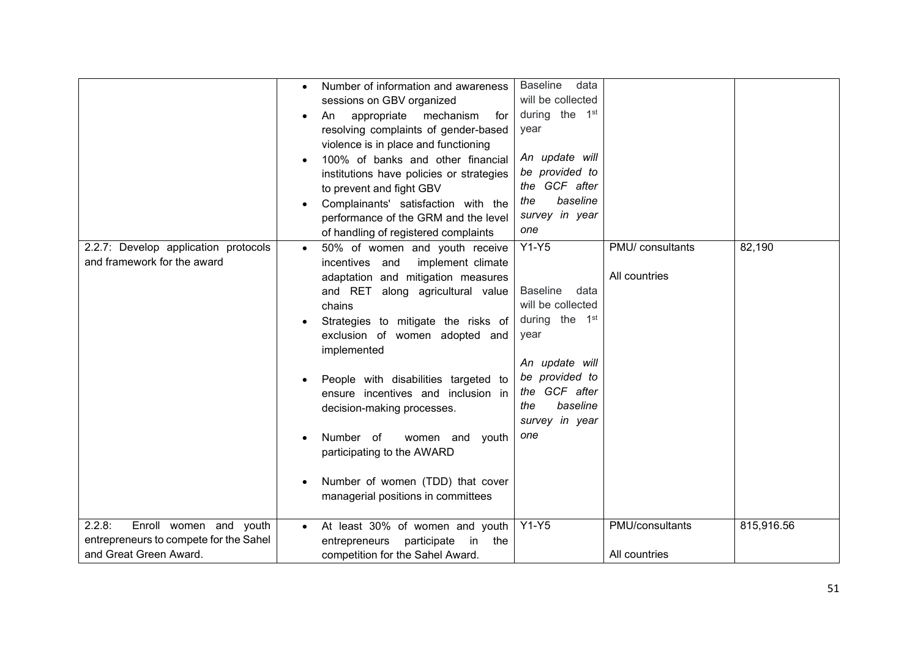| | | | | |
|---|---|---|---|---|
| | • Number of information and awareness sessions on GBV organized<br>• An appropriate mechanism for resolving complaints of gender-based violence is in place and functioning<br>• 100% of banks and other financial institutions have policies or strategies to prevent and fight GBV<br>• Complainants' satisfaction with the performance of the GRM and the level of handling of registered complaints | Baseline data will be collected during the 1st year<br><br>*An update will be provided to the GCF after the baseline survey in year one* | | |
| 2.2.7: Develop application protocols and framework for the award | • 50% of women and youth receive incentives and implement climate adaptation and mitigation measures and RET along agricultural value chains<br>• Strategies to mitigate the risks of exclusion of women adopted and implemented<br>• People with disabilities targeted to ensure incentives and inclusion in decision-making processes.<br>• Number of women and youth participating to the AWARD<br>• Number of women (TDD) that cover managerial positions in committees | Y1-Y5<br><br>Baseline data will be collected during the 1st year<br><br>*An update will be provided to the GCF after the baseline survey in year one* | PMU/ consultants<br><br>All countries | 82,190 |
| 2.2.8: Enroll women and youth entrepreneurs to compete for the Sahel and Great Green Award. | • At least 30% of women and youth entrepreneurs participate in the competition for the Sahel Award. | Y1-Y5 | PMU/consultants<br><br>All countries | 815,916.56 |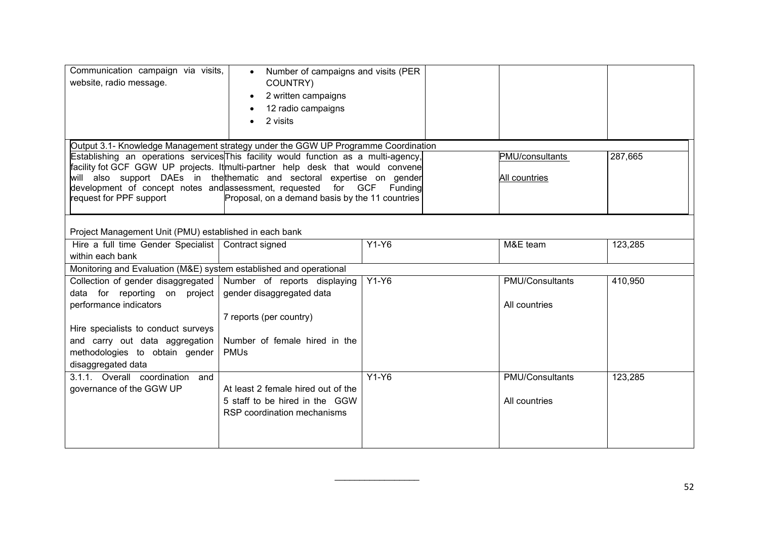| | | | | |
|---|---|---|---|---|
| Communication campaign via visits, website, radio message. | • Number of campaigns and visits (PER COUNTRY)<br>• 2 written campaigns<br>• 12 radio campaigns<br>• 2 visits | | | |
| **Output 3.1- Knowledge Management strategy under the GGW UP Programme Coordination** | | | | |
| Establishing an operations services facility fot GCF GGW UP projects. It will also support DAEs in the development of concept notes and request for PPF support | This facility would function as a multi-agency, multi-partner help desk that would convene thematic and sectoral expertise on gender assessment, requested for GCF Funding Proposal, on a demand basis by the 11 countries | | PMU/consultants<br><br>All countries | 287,665 |
| **Project Management Unit (PMU) established in each bank** | | | | |
| Hire a full time Gender Specialist within each bank | Contract signed | Y1-Y6 | M&E team | 123,285 |
| **Monitoring and Evaluation (M&E) system established and operational** | | | | |
| Collection of gender disaggregated data for reporting on project performance indicators<br><br>Hire specialists to conduct surveys and carry out data aggregation methodologies to obtain gender disaggregated data | Number of reports displaying gender disaggregated data<br><br>7 reports (per country)<br><br>Number of female hired in the PMUs | Y1-Y6 | PMU/Consultants<br><br>All countries | 410,950 |
| 3.1.1. Overall coordination and governance of the GGW UP | At least 2 female hired out of the 5 staff to be hired in the GGW RSP coordination mechanisms | Y1-Y6 | PMU/Consultants<br><br>All countries | 123,285 |